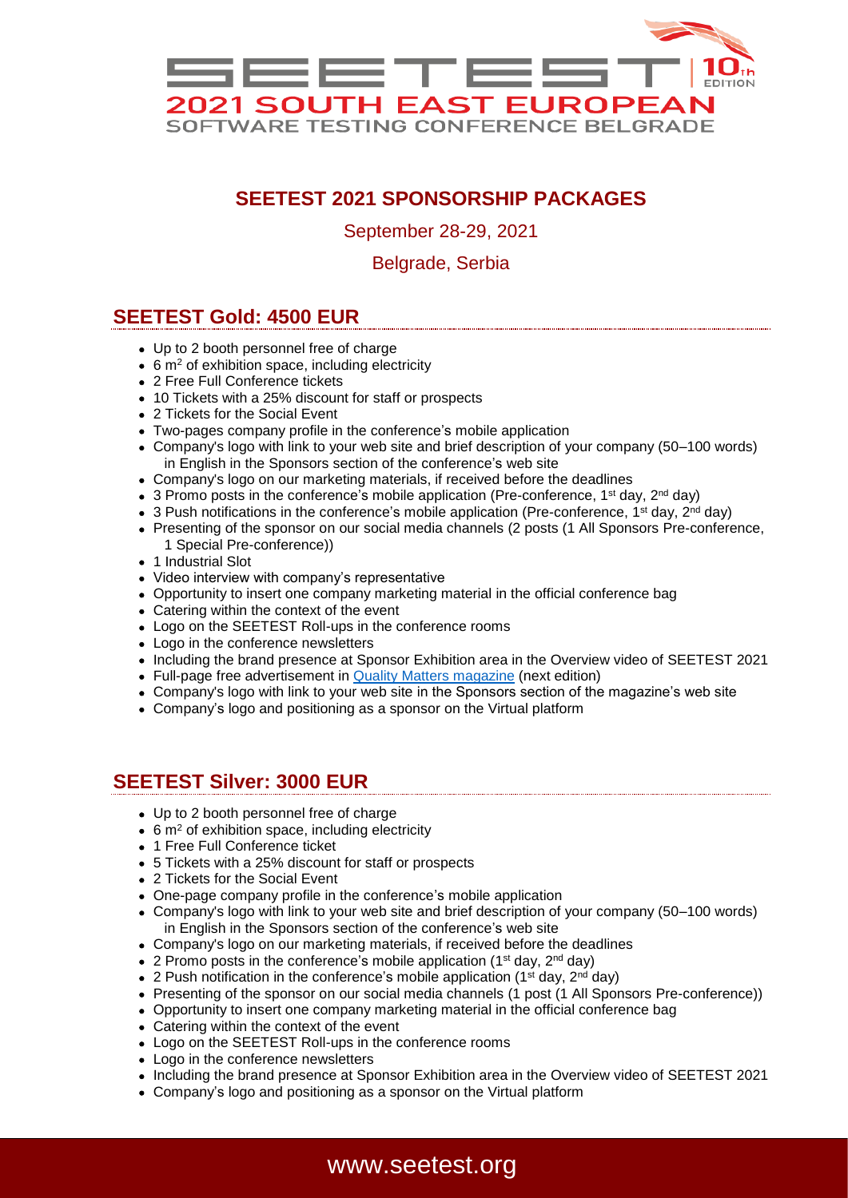# SEETEST 10th EDITION

## 2021 SOUTH EAST EUROPEAN SOFTWARE TESTING CONFERENCE BELGRADE

## SEETEST 2021 SPONSORSHIP PACKAGES

September 28-29, 2021

Belgrade, Serbia

## SEETEST Gold: 4500 EUR

- Up to 2 booth personnel free of charge
- 6 m$^2$ of exhibition space, including electricity
- 2 Free Full Conference tickets
- 10 Tickets with a 25% discount for staff or prospects
- 2 Tickets for the Social Event
- Two-pages company profile in the conference's mobile application
- Company's logo with link to your web site and brief description of your company (50–100 words) in English in the Sponsors section of the conference's web site
- Company's logo on our marketing materials, if received before the deadlines
- 3 Promo posts in the conference's mobile application (Pre-conference, 1st day, 2nd day)
- 3 Push notifications in the conference's mobile application (Pre-conference, 1st day, 2nd day)
- Presenting of the sponsor on our social media channels (2 posts (1 All Sponsors Pre-conference, 1 Special Pre-conference))
- 1 Industrial Slot
- Video interview with company's representative
- Opportunity to insert one company marketing material in the official conference bag
- Catering within the context of the event
- Logo on the SEETEST Roll-ups in the conference rooms
- Logo in the conference newsletters
- Including the brand presence at Sponsor Exhibition area in the Overview video of SEETEST 2021
- Full-page free advertisement in Quality Matters magazine (next edition)
- Company's logo with link to your web site in the Sponsors section of the magazine's web site
- Company's logo and positioning as a sponsor on the Virtual platform

## SEETEST Silver: 3000 EUR

- Up to 2 booth personnel free of charge
- 6 m$^2$ of exhibition space, including electricity
- 1 Free Full Conference ticket
- 5 Tickets with a 25% discount for staff or prospects
- 2 Tickets for the Social Event
- One-page company profile in the conference's mobile application
- Company's logo with link to your web site and brief description of your company (50–100 words) in English in the Sponsors section of the conference's web site
- Company's logo on our marketing materials, if received before the deadlines
- 2 Promo posts in the conference's mobile application (1st day, 2nd day)
- 2 Push notification in the conference's mobile application (1st day, 2nd day)
- Presenting of the sponsor on our social media channels (1 post (1 All Sponsors Pre-conference))
- Opportunity to insert one company marketing material in the official conference bag
- Catering within the context of the event
- Logo on the SEETEST Roll-ups in the conference rooms
- Logo in the conference newsletters
- Including the brand presence at Sponsor Exhibition area in the Overview video of SEETEST 2021
- Company's logo and positioning as a sponsor on the Virtual platform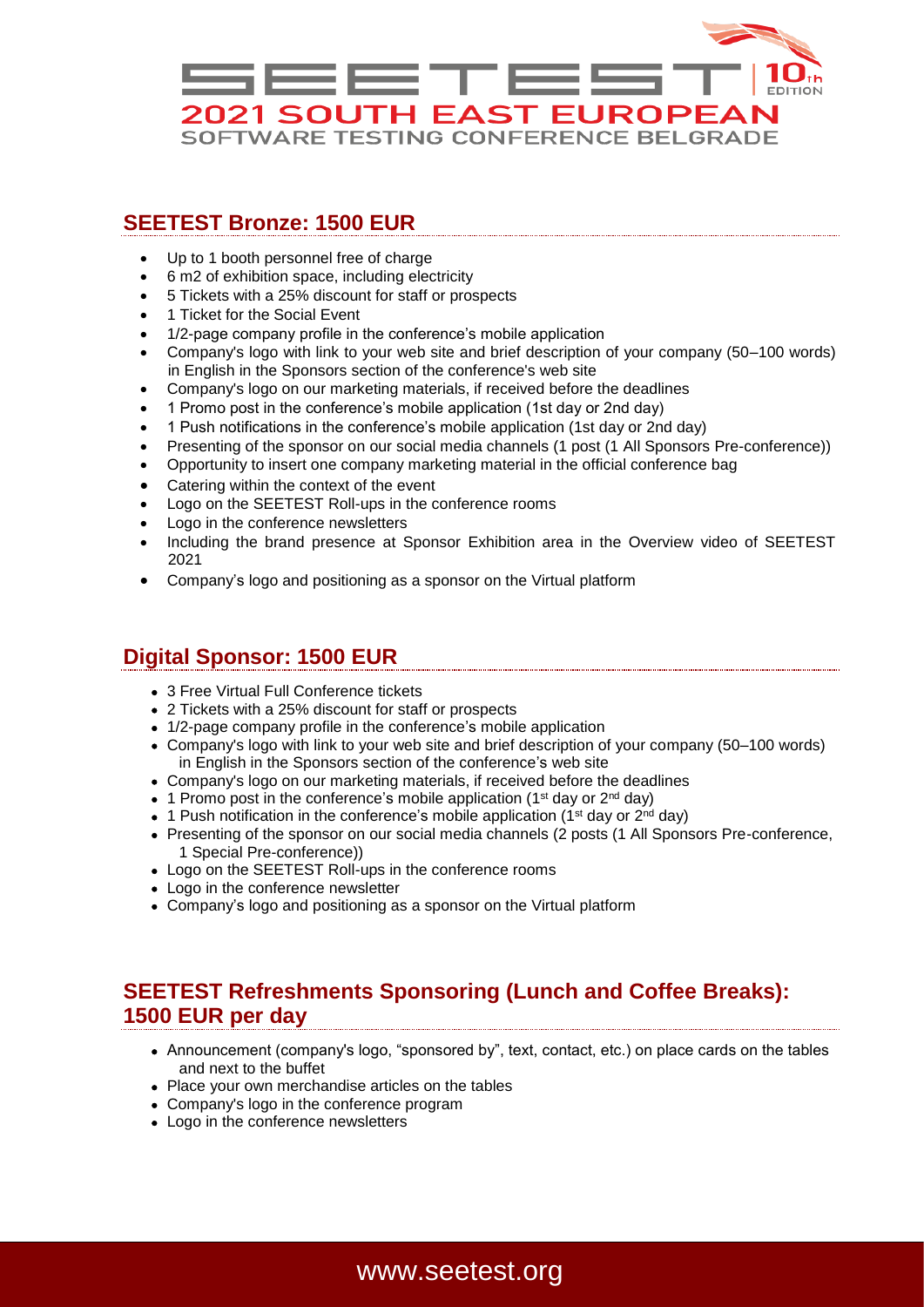## SEETEST Bronze: 1500 EUR

- Up to 1 booth personnel free of charge
- 6 m2 of exhibition space, including electricity
- 5 Tickets with a 25% discount for staff or prospects
- 1 Ticket for the Social Event
- 1/2-page company profile in the conference's mobile application
- Company's logo with link to your web site and brief description of your company (50–100 words) in English in the Sponsors section of the conference's web site
- Company's logo on our marketing materials, if received before the deadlines
- 1 Promo post in the conference's mobile application (1st day or 2nd day)
- 1 Push notifications in the conference's mobile application (1st day or 2nd day)
- Presenting of the sponsor on our social media channels (1 post (1 All Sponsors Pre-conference))
- Opportunity to insert one company marketing material in the official conference bag
- Catering within the context of the event
- Logo on the SEETEST Roll-ups in the conference rooms
- Logo in the conference newsletters
- Including the brand presence at Sponsor Exhibition area in the Overview video of SEETEST 2021
- Company's logo and positioning as a sponsor on the Virtual platform

## Digital Sponsor: 1500 EUR

- 3 Free Virtual Full Conference tickets
- 2 Tickets with a 25% discount for staff or prospects
- 1/2-page company profile in the conference's mobile application
- Company's logo with link to your web site and brief description of your company (50–100 words) in English in the Sponsors section of the conference's web site
- Company's logo on our marketing materials, if received before the deadlines
- 1 Promo post in the conference's mobile application (1st day or 2nd day)
- 1 Push notification in the conference's mobile application (1st day or 2nd day)
- Presenting of the sponsor on our social media channels (2 posts (1 All Sponsors Pre-conference, 1 Special Pre-conference))
- Logo on the SEETEST Roll-ups in the conference rooms
- Logo in the conference newsletter
- Company's logo and positioning as a sponsor on the Virtual platform

## SEETEST Refreshments Sponsoring (Lunch and Coffee Breaks): 1500 EUR per day

- Announcement (company's logo, "sponsored by", text, contact, etc.) on place cards on the tables and next to the buffet
- Place your own merchandise articles on the tables
- Company's logo in the conference program
- Logo in the conference newsletters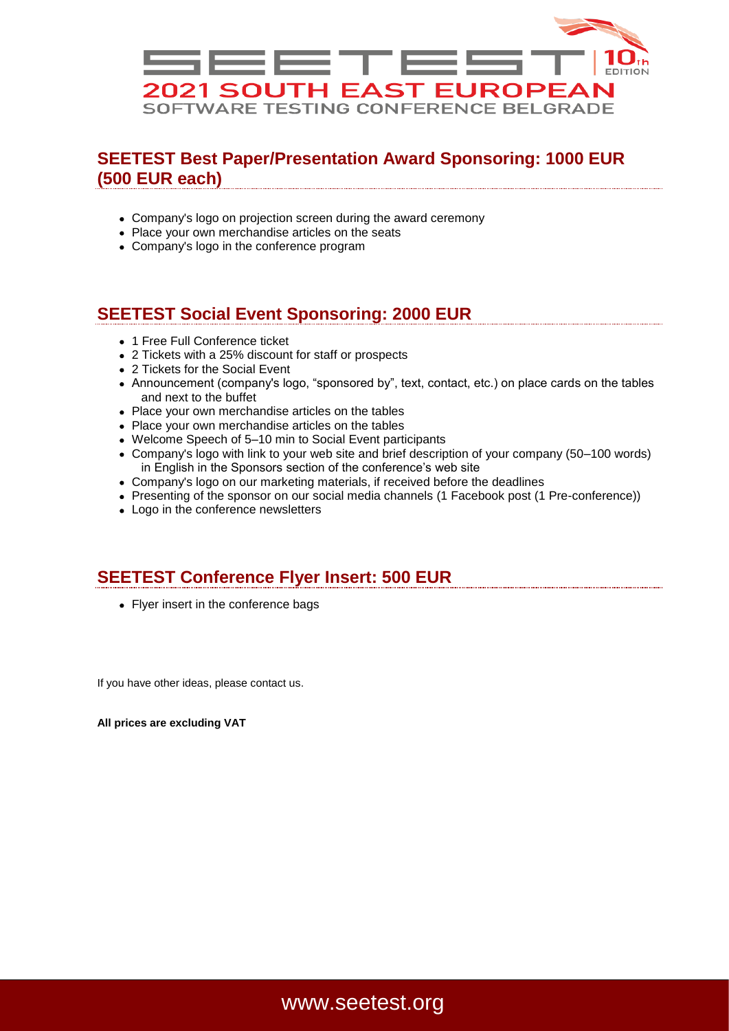## SEETEST Best Paper/Presentation Award Sponsoring: 1000 EUR (500 EUR each)

- Company's logo on projection screen during the award ceremony
- Place your own merchandise articles on the seats
- Company's logo in the conference program

## SEETEST Social Event Sponsoring: 2000 EUR

- 1 Free Full Conference ticket
- 2 Tickets with a 25% discount for staff or prospects
- 2 Tickets for the Social Event
- Announcement (company's logo, "sponsored by", text, contact, etc.) on place cards on the tables and next to the buffet
- Place your own merchandise articles on the tables
- Place your own merchandise articles on the tables
- Welcome Speech of 5–10 min to Social Event participants
- Company's logo with link to your web site and brief description of your company (50–100 words) in English in the Sponsors section of the conference's web site
- Company's logo on our marketing materials, if received before the deadlines
- Presenting of the sponsor on our social media channels (1 Facebook post (1 Pre-conference))
- Logo in the conference newsletters

## SEETEST Conference Flyer Insert: 500 EUR

- Flyer insert in the conference bags

If you have other ideas, please contact us.

**All prices are excluding VAT**